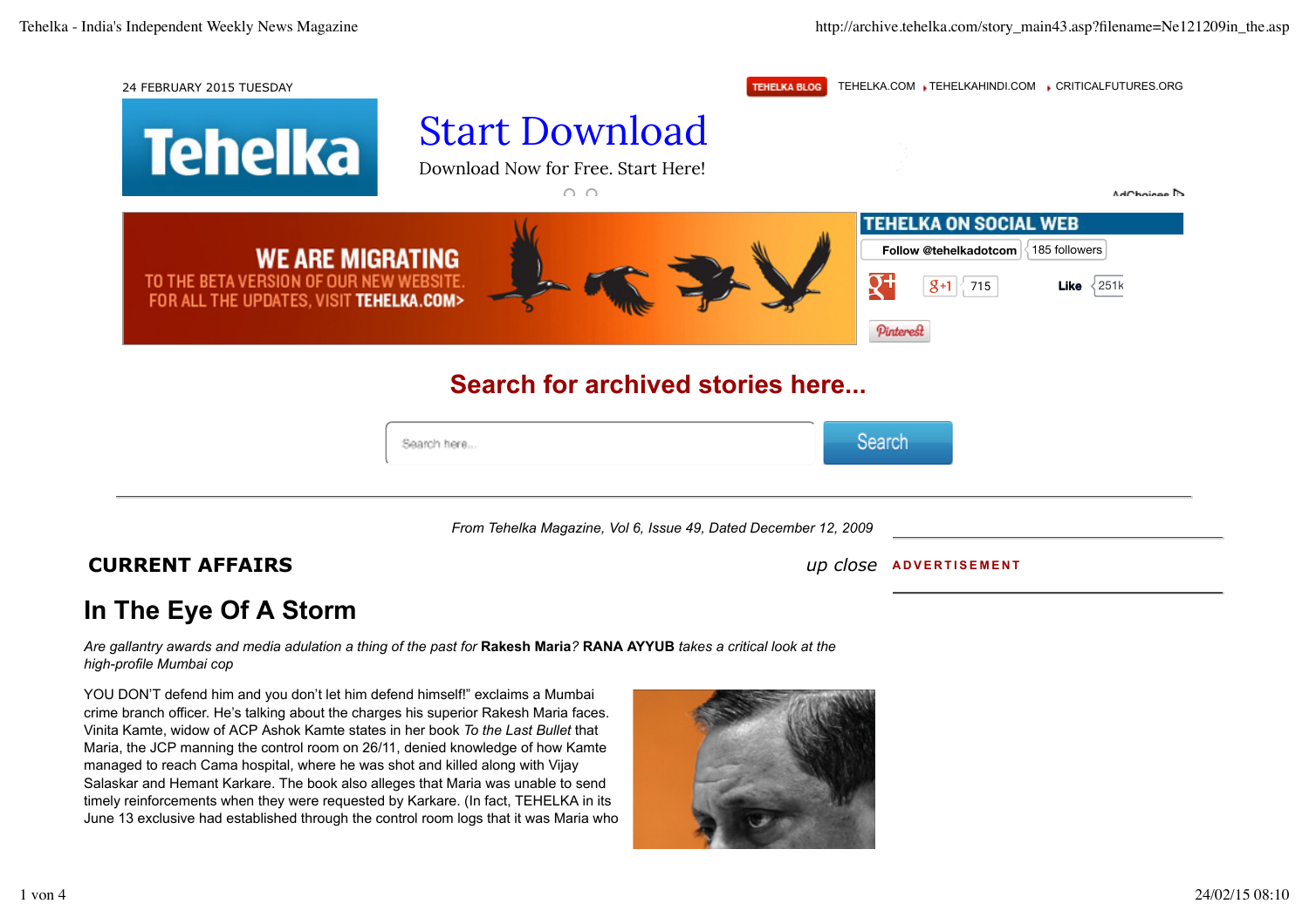24 FEBRUARY 2015 TUESDAY

TEHELKA BLOG TEHELKA.COM TEHELKAHINDI.COM CRITICALFUTURES.ORG

Start Download

Download Now for Free. Start Here!

WE ARE MIGRATING TO THE BETA VERSION OF OUR NEW WEBSITE. FOR ALL THE UPDATES, VISIT TEHELKA.COM>

TEHELKA ON SOCIAL WEB

Follow @tehelkadotcom 185 followers

+1 715 Like 251k

Pinterest

## Search for archived stories here...

Search here... Search

*From Tehelka Magazine, Vol 6, Issue 49, Dated December 12, 2009*

**CURRENT AFFAIRS** *up close*

ADVERTISEMENT

# In The Eye Of A Storm

*Are gallantry awards and media adulation a thing of the past for* **Rakesh Maria**? **RANA AYYUB** *takes a critical look at the high-profile Mumbai cop*

YOU DON'T defend him and you don't let him defend himself!" exclaims a Mumbai crime branch officer. He's talking about the charges his superior Rakesh Maria faces. Vinita Kamte, widow of ACP Ashok Kamte states in her book *To the Last Bullet* that Maria, the JCP manning the control room on 26/11, denied knowledge of how Kamte managed to reach Cama hospital, where he was shot and killed along with Vijay Salaskar and Hemant Karkare. The book also alleges that Maria was unable to send timely reinforcements when they were requested by Karkare. (In fact, TEHELKA in its June 13 exclusive had established through the control room logs that it was Maria who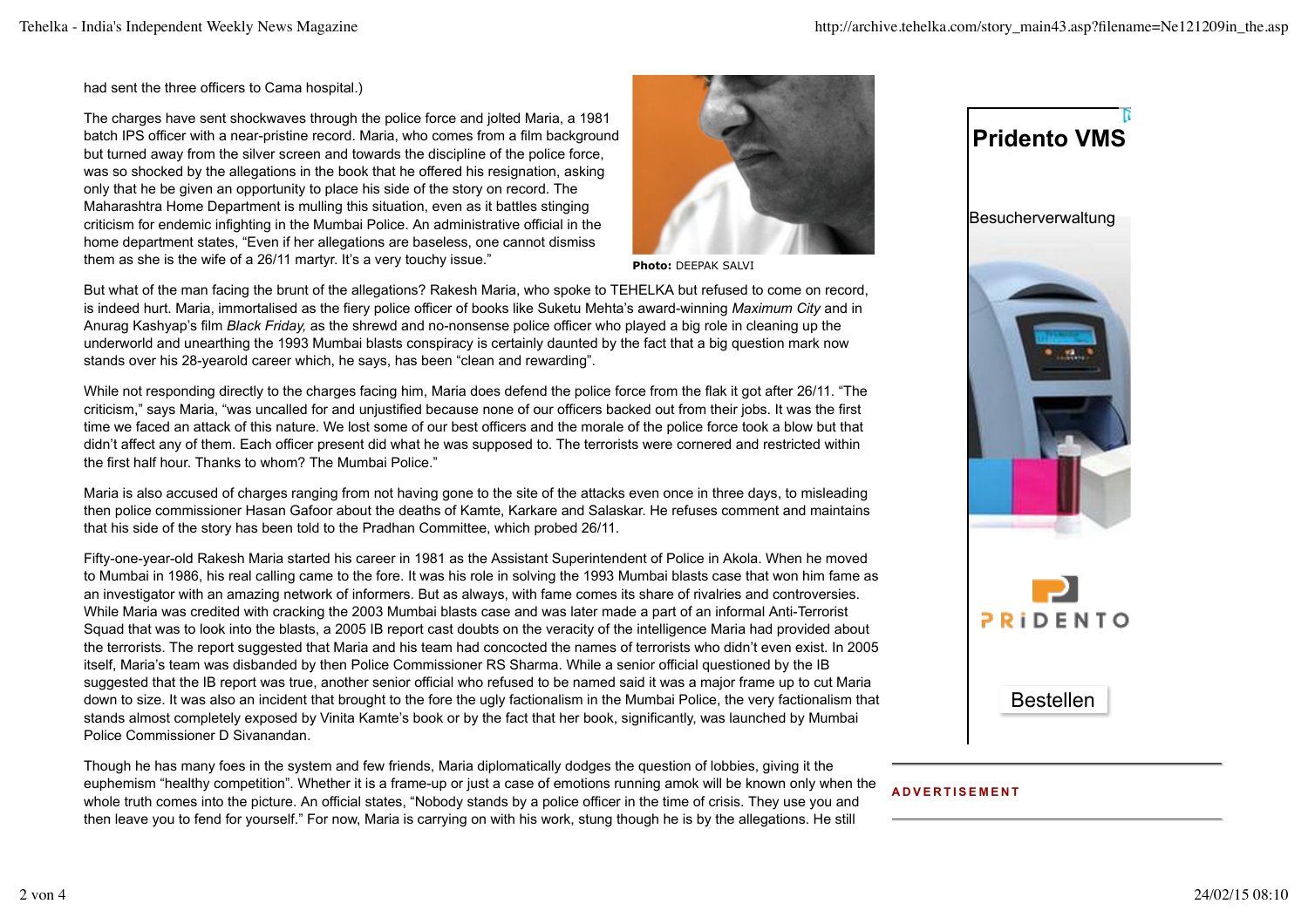had sent the three officers to Cama hospital.)

The charges have sent shockwaves through the police force and jolted Maria, a 1981 batch IPS officer with a near-pristine record. Maria, who comes from a film background but turned away from the silver screen and towards the discipline of the police force, was so shocked by the allegations in the book that he offered his resignation, asking only that he be given an opportunity to place his side of the story on record. The Maharashtra Home Department is mulling this situation, even as it battles stinging criticism for endemic infighting in the Mumbai Police. An administrative official in the home department states, "Even if her allegations are baseless, one cannot dismiss them as she is the wife of a 26/11 martyr. It's a very touchy issue."

**Photo:** DEEPAK SALVI

But what of the man facing the brunt of the allegations? Rakesh Maria, who spoke to TEHELKA but refused to come on record, is indeed hurt. Maria, immortalised as the fiery police officer of books like Suketu Mehta's award-winning *Maximum City* and in Anurag Kashyap's film *Black Friday,* as the shrewd and no-nonsense police officer who played a big role in cleaning up the underworld and unearthing the 1993 Mumbai blasts conspiracy is certainly daunted by the fact that a big question mark now stands over his 28-yearold career which, he says, has been "clean and rewarding".

While not responding directly to the charges facing him, Maria does defend the police force from the flak it got after 26/11. "The criticism," says Maria, "was uncalled for and unjustified because none of our officers backed out from their jobs. It was the first time we faced an attack of this nature. We lost some of our best officers and the morale of the police force took a blow but that didn't affect any of them. Each officer present did what he was supposed to. The terrorists were cornered and restricted within the first half hour. Thanks to whom? The Mumbai Police."

Maria is also accused of charges ranging from not having gone to the site of the attacks even once in three days, to misleading then police commissioner Hasan Gafoor about the deaths of Kamte, Karkare and Salaskar. He refuses comment and maintains that his side of the story has been told to the Pradhan Committee, which probed 26/11.

Fifty-one-year-old Rakesh Maria started his career in 1981 as the Assistant Superintendent of Police in Akola. When he moved to Mumbai in 1986, his real calling came to the fore. It was his role in solving the 1993 Mumbai blasts case that won him fame as an investigator with an amazing network of informers. But as always, with fame comes its share of rivalries and controversies. While Maria was credited with cracking the 2003 Mumbai blasts case and was later made a part of an informal Anti-Terrorist Squad that was to look into the blasts, a 2005 IB report cast doubts on the veracity of the intelligence Maria had provided about the terrorists. The report suggested that Maria and his team had concocted the names of terrorists who didn't even exist. In 2005 itself, Maria's team was disbanded by then Police Commissioner RS Sharma. While a senior official questioned by the IB suggested that the IB report was true, another senior official who refused to be named said it was a major frame up to cut Maria down to size. It was also an incident that brought to the fore the ugly factionalism in the Mumbai Police, the very factionalism that stands almost completely exposed by Vinita Kamte's book or by the fact that her book, significantly, was launched by Mumbai Police Commissioner D Sivanandan.

Though he has many foes in the system and few friends, Maria diplomatically dodges the question of lobbies, giving it the euphemism "healthy competition". Whether it is a frame-up or just a case of emotions running amok will be known only when the whole truth comes into the picture. An official states, "Nobody stands by a police officer in the time of crisis. They use you and then leave you to fend for yourself." For now, Maria is carrying on with his work, stung though he is by the allegations. He still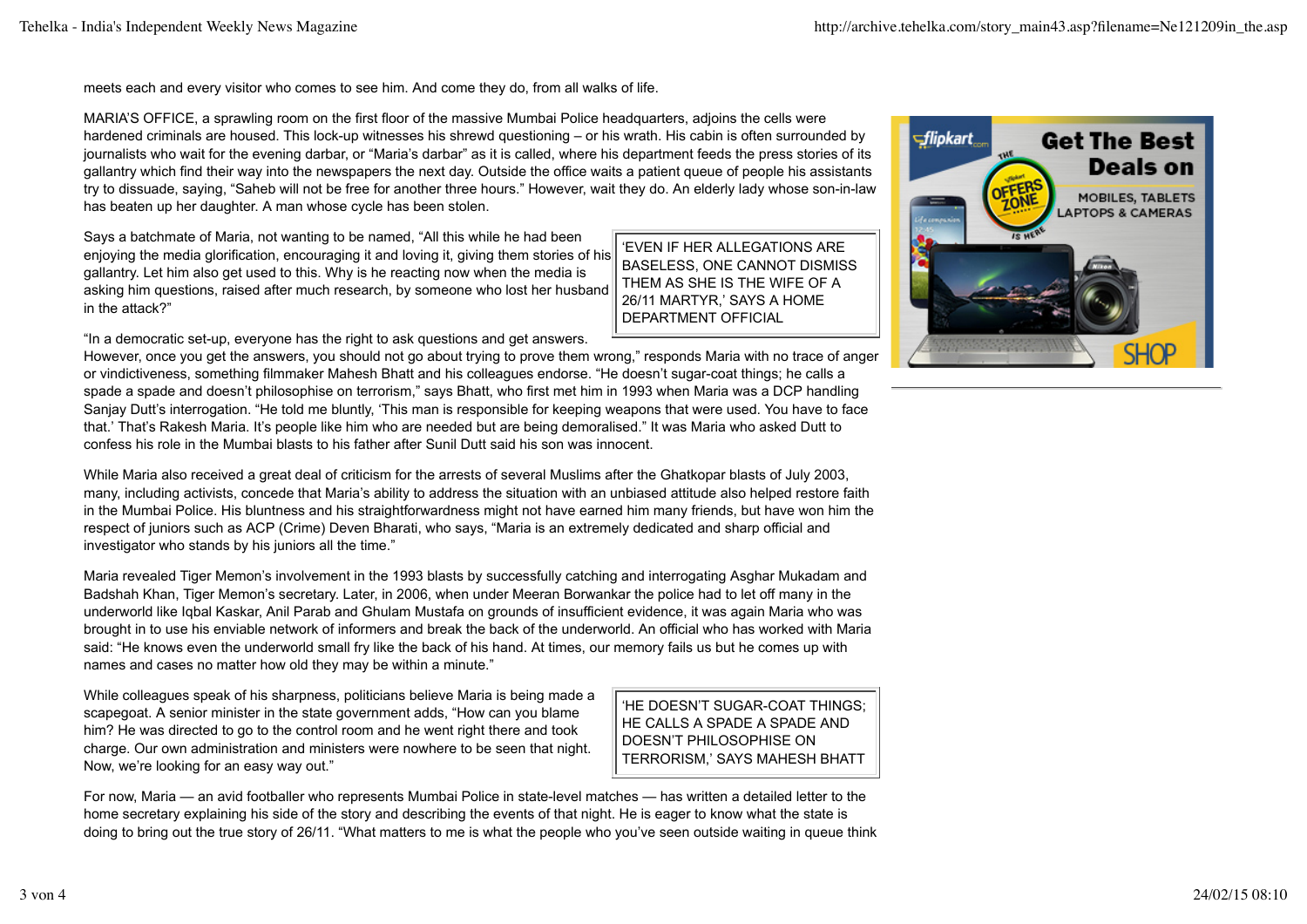meets each and every visitor who comes to see him. And come they do, from all walks of life.

MARIA'S OFFICE, a sprawling room on the first floor of the massive Mumbai Police headquarters, adjoins the cells were hardened criminals are housed. This lock-up witnesses his shrewd questioning – or his wrath. His cabin is often surrounded by journalists who wait for the evening darbar, or "Maria's darbar" as it is called, where his department feeds the press stories of its gallantry which find their way into the newspapers the next day. Outside the office waits a patient queue of people his assistants try to dissuade, saying, "Saheb will not be free for another three hours." However, wait they do. An elderly lady whose son-in-law has beaten up her daughter. A man whose cycle has been stolen.

Says a batchmate of Maria, not wanting to be named, "All this while he had been enjoying the media glorification, encouraging it and loving it, giving them stories of his gallantry. Let him also get used to this. Why is he reacting now when the media is asking him questions, raised after much research, by someone who lost her husband in the attack?"

> 'EVEN IF HER ALLEGATIONS ARE BASELESS, ONE CANNOT DISMISS THEM AS SHE IS THE WIFE OF A 26/11 MARTYR,' SAYS A HOME DEPARTMENT OFFICIAL

"In a democratic set-up, everyone has the right to ask questions and get answers. However, once you get the answers, you should not go about trying to prove them wrong," responds Maria with no trace of anger or vindictiveness, something filmmaker Mahesh Bhatt and his colleagues endorse. "He doesn't sugar-coat things; he calls a spade a spade and doesn't philosophise on terrorism," says Bhatt, who first met him in 1993 when Maria was a DCP handling Sanjay Dutt's interrogation. "He told me bluntly, 'This man is responsible for keeping weapons that were used. You have to face that.' That's Rakesh Maria. It's people like him who are needed but are being demoralised." It was Maria who asked Dutt to confess his role in the Mumbai blasts to his father after Sunil Dutt said his son was innocent.

While Maria also received a great deal of criticism for the arrests of several Muslims after the Ghatkopar blasts of July 2003, many, including activists, concede that Maria's ability to address the situation with an unbiased attitude also helped restore faith in the Mumbai Police. His bluntness and his straightforwardness might not have earned him many friends, but have won him the respect of juniors such as ACP (Crime) Deven Bharati, who says, "Maria is an extremely dedicated and sharp official and investigator who stands by his juniors all the time."

Maria revealed Tiger Memon's involvement in the 1993 blasts by successfully catching and interrogating Asghar Mukadam and Badshah Khan, Tiger Memon's secretary. Later, in 2006, when under Meeran Borwankar the police had to let off many in the underworld like Iqbal Kaskar, Anil Parab and Ghulam Mustafa on grounds of insufficient evidence, it was again Maria who was brought in to use his enviable network of informers and break the back of the underworld. An official who has worked with Maria said: "He knows even the underworld small fry like the back of his hand. At times, our memory fails us but he comes up with names and cases no matter how old they may be within a minute."

While colleagues speak of his sharpness, politicians believe Maria is being made a scapegoat. A senior minister in the state government adds, "How can you blame him? He was directed to go to the control room and he went right there and took charge. Our own administration and ministers were nowhere to be seen that night. Now, we're looking for an easy way out."

> 'HE DOESN'T SUGAR-COAT THINGS; HE CALLS A SPADE A SPADE AND DOESN'T PHILOSOPHISE ON TERRORISM,' SAYS MAHESH BHATT

For now, Maria — an avid footballer who represents Mumbai Police in state-level matches — has written a detailed letter to the home secretary explaining his side of the story and describing the events of that night. He is eager to know what the state is doing to bring out the true story of 26/11. "What matters to me is what the people who you've seen outside waiting in queue think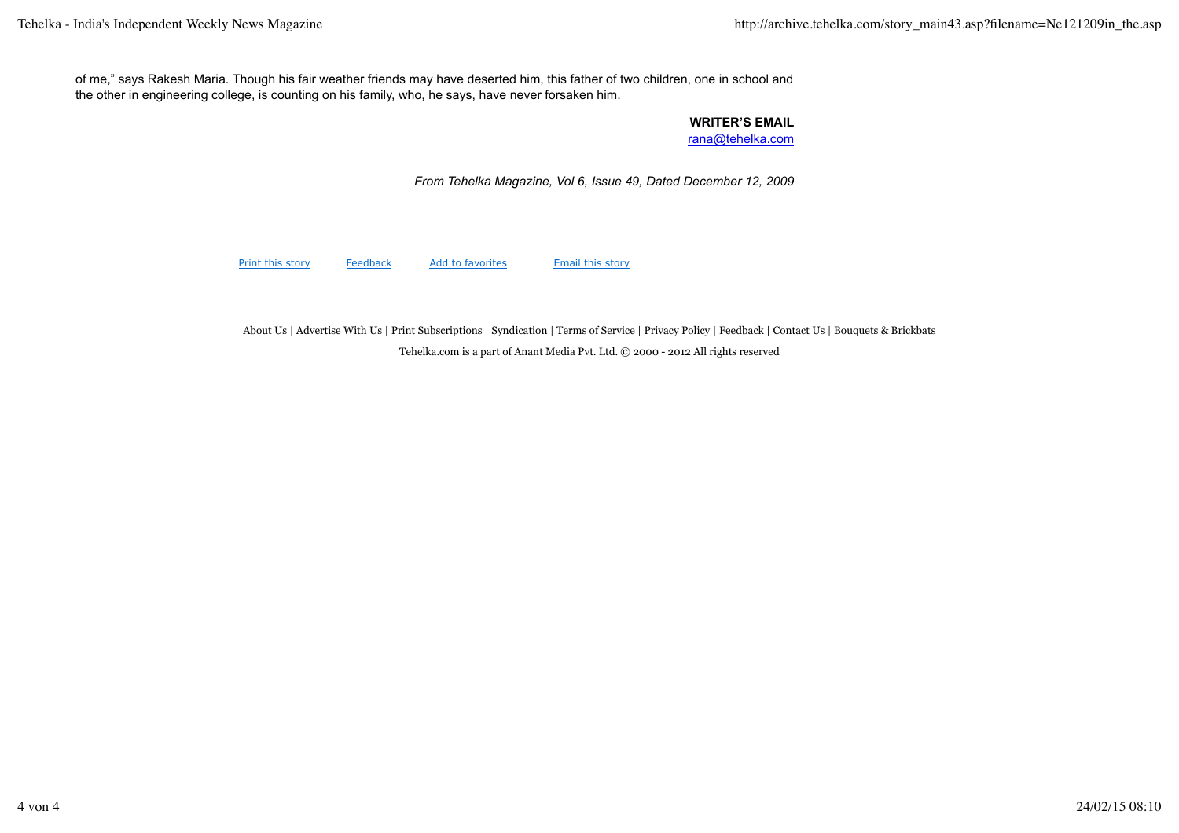of me," says Rakesh Maria. Though his fair weather friends may have deserted him, this father of two children, one in school and the other in engineering college, is counting on his family, who, he says, have never forsaken him.

**WRITER'S EMAIL**
rana@tehelka.com

*From Tehelka Magazine, Vol 6, Issue 49, Dated December 12, 2009*

Print this story    Feedback    Add to favorites    Email this story

About Us | Advertise With Us | Print Subscriptions | Syndication | Terms of Service | Privacy Policy | Feedback | Contact Us | Bouquets & Brickbats

Tehelka.com is a part of Anant Media Pvt. Ltd. © 2000 - 2012 All rights reserved